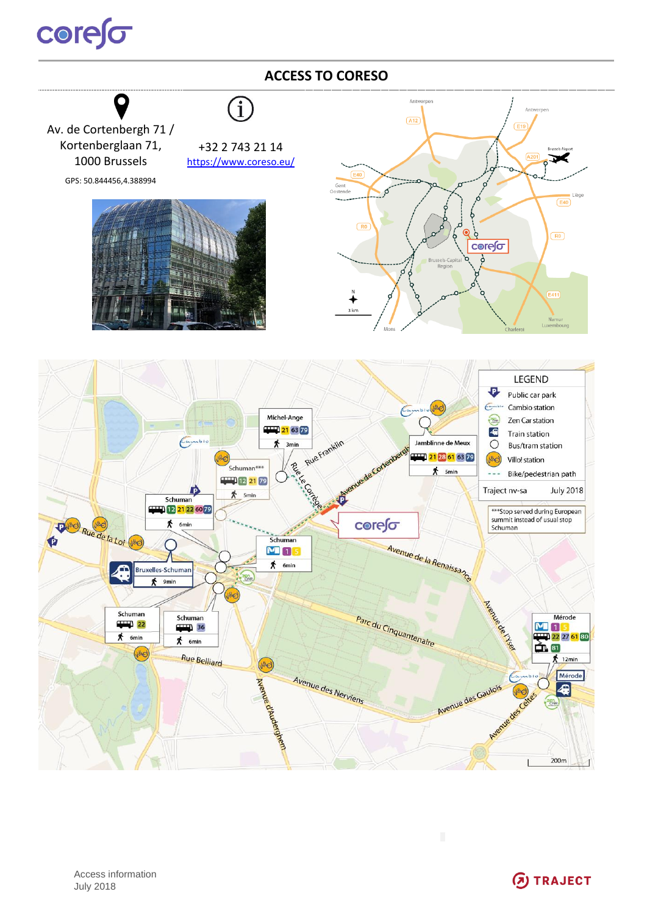# ACCESS TO CORESO

Av. de Cortenbergh 71 /
Kortenberglaan 71,
1000 Brussels

GPS: 50.844456,4.388994

+32 2 743 21 14
https://www.coreso.eu/

LEGEND

- Public car park
- Cambio station
- Zen Car station
- Train station
- Bus/tram station
- Villo! station
- Bike/pedestrian path

Traject nv-sa July 2018

***Stop served during European summit instead of usual stop Schuman

Access information
July 2018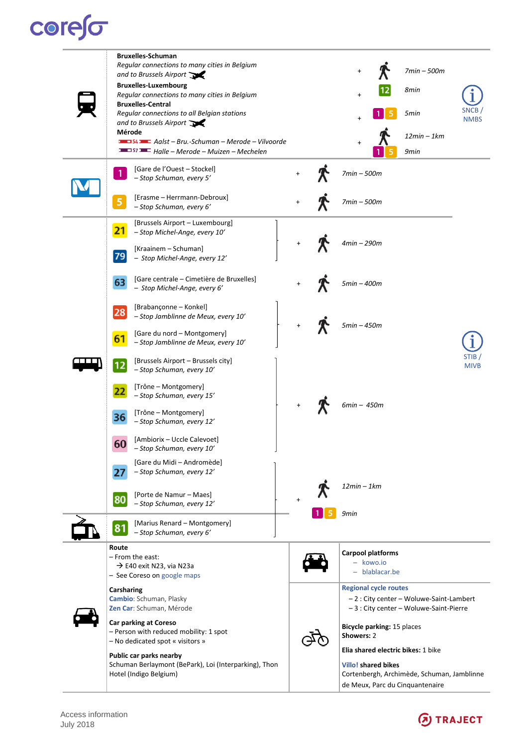coreso

## Train (SNCB / NMBS)

| | | |
|---|---|---|
| **Bruxelles-Schuman**<br>*Regular connections to many cities in Belgium and to Brussels Airport* | + walk | *7min – 500m* |
| **Bruxelles-Luxembourg**<br>*Regular connections to many cities in Belgium* | + 12 | *8min* |
| **Bruxelles-Central**<br>*Regular connections to all Belgian stations and to Brussels Airport* | + 1 5 | *5min* |
| **Mérode**<br>S4 *Aalst – Bru.-Schuman – Merode – Vilvoorde*<br>S7 *Halle – Merode – Muizen – Mechelen* | + walk<br>1 5 | *12min – 1km*<br>*9min* |

## Metro (STIB / MIVB)

| | | | |
|---|---|---|---|
| 1 | [Gare de l'Ouest – Stockel]<br>*– Stop Schuman, every 5'* | + walk | *7min – 500m* |
| 5 | [Erasme – Herrmann-Debroux]<br>*– Stop Schuman, every 6'* | + walk | *7min – 500m* |

## Bus / Tram (STIB / MIVB)

| | | | |
|---|---|---|---|
| 21 | [Brussels Airport – Luxembourg]<br>*– Stop Michel-Ange, every 10'* | + walk | *4min – 290m* |
| 79 | [Kraainem – Schuman]<br>*– Stop Michel-Ange, every 12'* | | |
| 63 | [Gare centrale – Cimetière de Bruxelles]<br>*– Stop Michel-Ange, every 6'* | + walk | *5min – 400m* |
| 28 | [Brabançonne – Konkel]<br>*– Stop Jamblinne de Meux, every 10'* | + walk | *5min – 450m* |
| 61 | [Gare du nord – Montgomery]<br>*– Stop Jamblinne de Meux, every 10'* | | |
| 12 | [Brussels Airport – Brussels city]<br>*– Stop Schuman, every 10'* | + walk | *6min – 450m* |
| 22 | [Trône – Montgomery]<br>*– Stop Schuman, every 15'* | | |
| 36 | [Trône – Montgomery]<br>*– Stop Schuman, every 12'* | | |
| 60 | [Ambiorix – Uccle Calevoet]<br>*– Stop Schuman, every 10'* | | |
| 27 | [Gare du Midi – Andromède]<br>*– Stop Schuman, every 12'* | + walk<br>1 5 | *12min – 1km*<br>*9min* |
| 80 | [Porte de Namur – Maes]<br>*– Stop Schuman, every 12'* | | |
| 81 | [Marius Renard – Montgomery]<br>*– Stop Schuman, every 6'* | | |

## Car

**Route**
– From the east:
→ E40 exit N23, via N23a
– See Coreso on google maps

**Carsharing**
**Cambio**: Schuman, Plasky
**Zen Car**: Schuman, Mérode

**Car parking at Coreso**
– Person with reduced mobility: 1 spot
– No dedicated spot « visitors »

**Public car parks nearby**
Schuman Berlaymont (BePark), Loi (Interparking), Thon Hotel (Indigo Belgium)

**Carpool platforms**
– kowo.io
– blablacar.be

## Bicycle

**Regional cycle routes**
– 2 : City center – Woluwe-Saint-Lambert
– 3 : City center – Woluwe-Saint-Pierre

**Bicycle parking:** 15 places
**Showers:** 2

**Elia shared electric bikes:** 1 bike

**Villo! shared bikes**
Cortenbergh, Archimède, Schuman, Jamblinne de Meux, Parc du Cinquantenaire

Access information
July 2018

TRAJECT